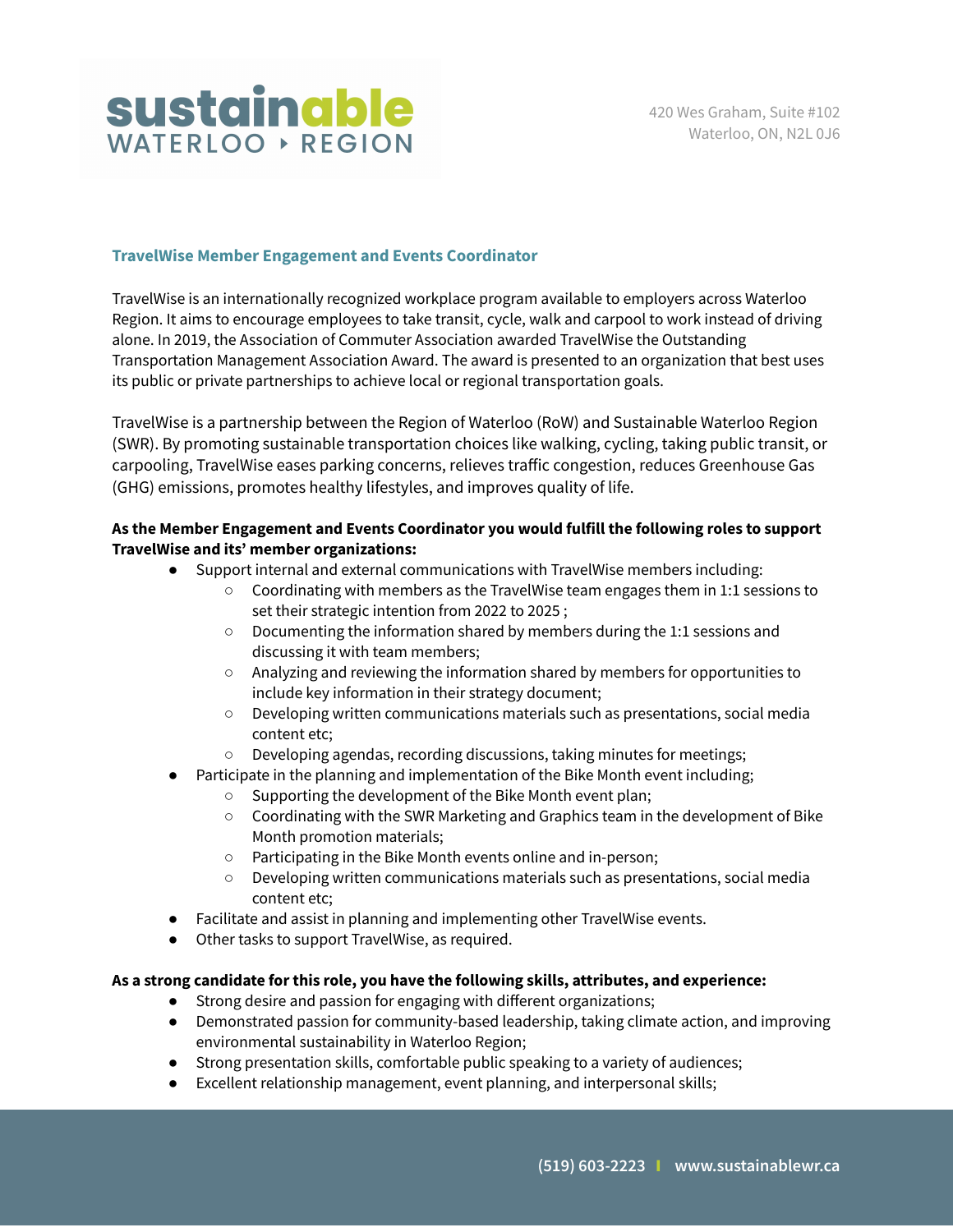420 Wes Graham, Suite #102
Waterloo, ON, N2L 0J6

## TravelWise Member Engagement and Events Coordinator

TravelWise is an internationally recognized workplace program available to employers across Waterloo Region. It aims to encourage employees to take transit, cycle, walk and carpool to work instead of driving alone. In 2019, the Association of Commuter Association awarded TravelWise the Outstanding Transportation Management Association Award. The award is presented to an organization that best uses its public or private partnerships to achieve local or regional transportation goals.

TravelWise is a partnership between the Region of Waterloo (RoW) and Sustainable Waterloo Region (SWR). By promoting sustainable transportation choices like walking, cycling, taking public transit, or carpooling, TravelWise eases parking concerns, relieves traffic congestion, reduces Greenhouse Gas (GHG) emissions, promotes healthy lifestyles, and improves quality of life.

**As the Member Engagement and Events Coordinator you would fulfill the following roles to support TravelWise and its' member organizations:**

- Support internal and external communications with TravelWise members including:
  - Coordinating with members as the TravelWise team engages them in 1:1 sessions to set their strategic intention from 2022 to 2025 ;
  - Documenting the information shared by members during the 1:1 sessions and discussing it with team members;
  - Analyzing and reviewing the information shared by members for opportunities to include key information in their strategy document;
  - Developing written communications materials such as presentations, social media content etc;
  - Developing agendas, recording discussions, taking minutes for meetings;
- Participate in the planning and implementation of the Bike Month event including;
  - Supporting the development of the Bike Month event plan;
  - Coordinating with the SWR Marketing and Graphics team in the development of Bike Month promotion materials;
  - Participating in the Bike Month events online and in-person;
  - Developing written communications materials such as presentations, social media content etc;
- Facilitate and assist in planning and implementing other TravelWise events.
- Other tasks to support TravelWise, as required.

**As a strong candidate for this role, you have the following skills, attributes, and experience:**

- Strong desire and passion for engaging with different organizations;
- Demonstrated passion for community-based leadership, taking climate action, and improving environmental sustainability in Waterloo Region;
- Strong presentation skills, comfortable public speaking to a variety of audiences;
- Excellent relationship management, event planning, and interpersonal skills;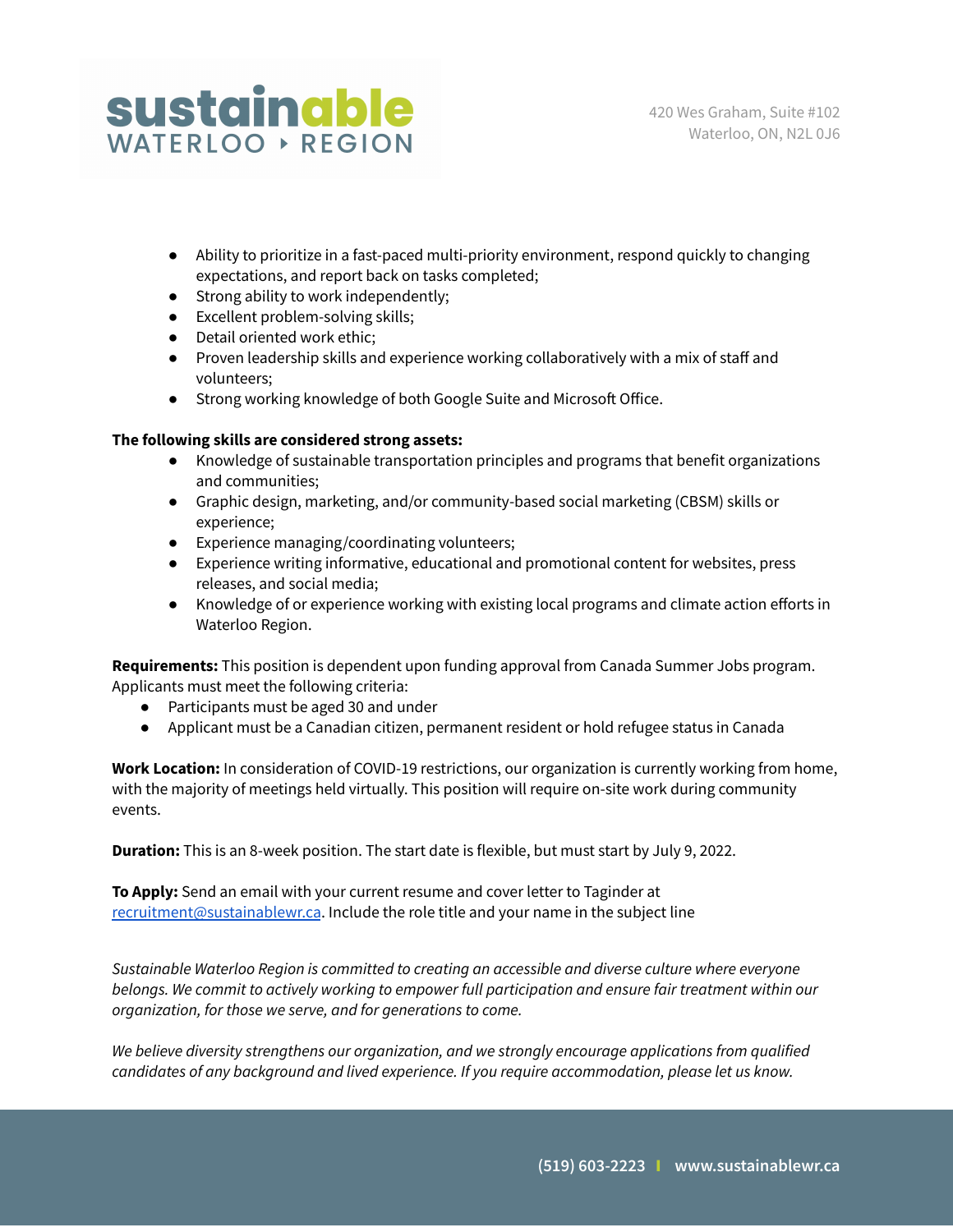- Ability to prioritize in a fast-paced multi-priority environment, respond quickly to changing expectations, and report back on tasks completed;
- Strong ability to work independently;
- Excellent problem-solving skills;
- Detail oriented work ethic;
- Proven leadership skills and experience working collaboratively with a mix of staff and volunteers;
- Strong working knowledge of both Google Suite and Microsoft Office.

**The following skills are considered strong assets:**

- Knowledge of sustainable transportation principles and programs that benefit organizations and communities;
- Graphic design, marketing, and/or community-based social marketing (CBSM) skills or experience;
- Experience managing/coordinating volunteers;
- Experience writing informative, educational and promotional content for websites, press releases, and social media;
- Knowledge of or experience working with existing local programs and climate action efforts in Waterloo Region.

**Requirements:** This position is dependent upon funding approval from Canada Summer Jobs program. Applicants must meet the following criteria:

- Participants must be aged 30 and under
- Applicant must be a Canadian citizen, permanent resident or hold refugee status in Canada

**Work Location:** In consideration of COVID-19 restrictions, our organization is currently working from home, with the majority of meetings held virtually. This position will require on-site work during community events.

**Duration:** This is an 8-week position. The start date is flexible, but must start by July 9, 2022.

**To Apply:** Send an email with your current resume and cover letter to Taginder at recruitment@sustainablewr.ca. Include the role title and your name in the subject line

*Sustainable Waterloo Region is committed to creating an accessible and diverse culture where everyone belongs. We commit to actively working to empower full participation and ensure fair treatment within our organization, for those we serve, and for generations to come.*

*We believe diversity strengthens our organization, and we strongly encourage applications from qualified candidates of any background and lived experience. If you require accommodation, please let us know.*